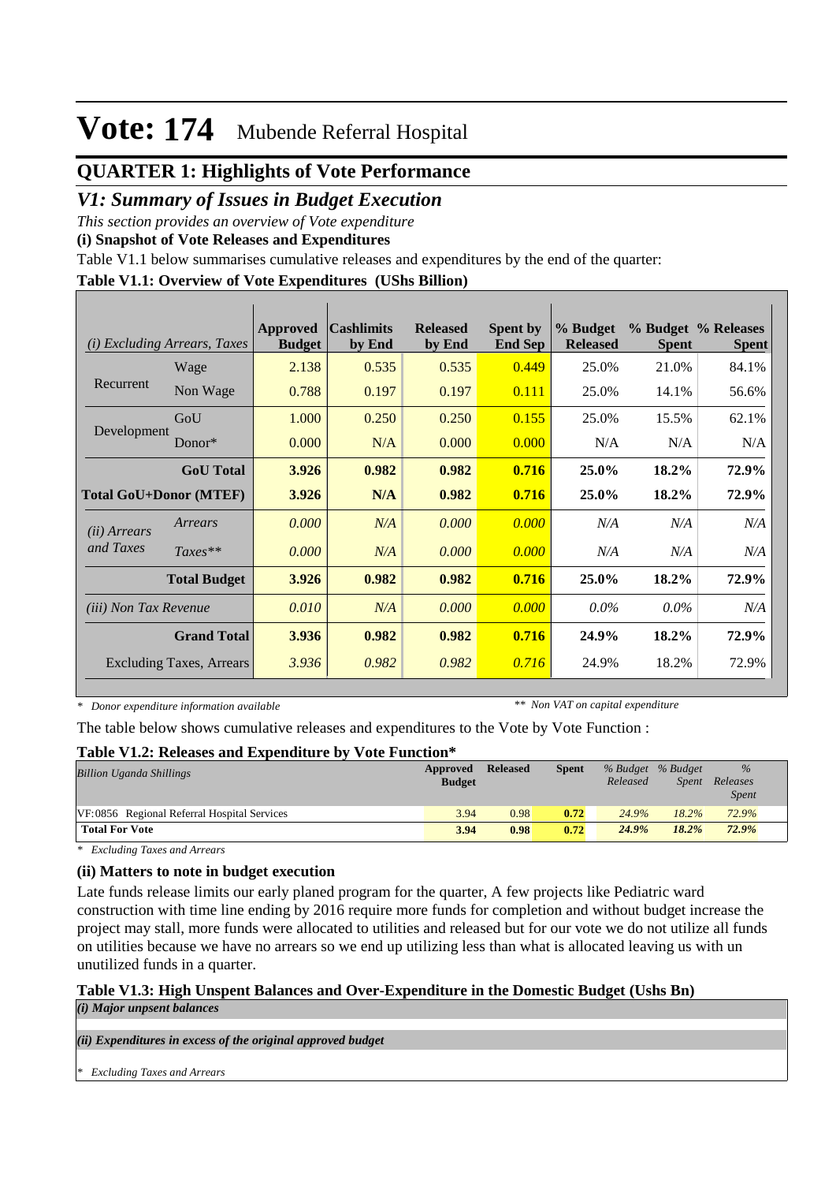# Vote: 174 Mubende Referral Hospital

## QUARTER 1: Highlights of Vote Performance

### *V1: Summary of Issues in Budget Execution*

*This section provides an overview of Vote expenditure*

**(i) Snapshot of Vote Releases and Expenditures**

Table V1.1 below summarises cumulative releases and expenditures by the end of the quarter:

**Table V1.1: Overview of Vote Expenditures (UShs Billion)**

| *(i) Excluding Arrears, Taxes* | | Approved Budget | Cashlimits by End | Released by End | Spent by End Sep | % Budget Released | % Budget Spent | % Releases Spent |
|---|---|---|---|---|---|---|---|---|
| Recurrent | Wage | 2.138 | 0.535 | 0.535 | 0.449 | 25.0% | 21.0% | 84.1% |
| | Non Wage | 0.788 | 0.197 | 0.197 | 0.111 | 25.0% | 14.1% | 56.6% |
| Development | GoU | 1.000 | 0.250 | 0.250 | 0.155 | 25.0% | 15.5% | 62.1% |
| | Donor* | 0.000 | N/A | 0.000 | 0.000 | N/A | N/A | N/A |
| | **GoU Total** | **3.926** | **0.982** | **0.982** | **0.716** | **25.0%** | **18.2%** | **72.9%** |
| **Total GoU+Donor (MTEF)** | | **3.926** | **N/A** | **0.982** | **0.716** | **25.0%** | **18.2%** | **72.9%** |
| *(ii) Arrears and Taxes* | *Arrears* | *0.000* | *N/A* | *0.000* | *0.000* | *N/A* | *N/A* | *N/A* |
| | *Taxes*** | *0.000* | *N/A* | *0.000* | *0.000* | *N/A* | *N/A* | *N/A* |
| | **Total Budget** | **3.926** | **0.982** | **0.982** | **0.716** | **25.0%** | **18.2%** | **72.9%** |
| *(iii) Non Tax Revenue* | | *0.010* | *N/A* | *0.000* | *0.000* | *0.0%* | *0.0%* | *N/A* |
| | **Grand Total** | **3.936** | **0.982** | **0.982** | **0.716** | **24.9%** | **18.2%** | **72.9%** |
| Excluding Taxes, Arrears | | *3.936* | *0.982* | *0.982* | *0.716* | 24.9% | 18.2% | 72.9% |

*\* Donor expenditure information available* *\*\* Non VAT on capital expenditure*

The table below shows cumulative releases and expenditures to the Vote by Vote Function :

**Table V1.2: Releases and Expenditure by Vote Function***

| *Billion Uganda Shillings* | Approved Budget | Released | Spent | *% Budget Released* | *% Budget Spent* | *% Releases Spent* |
|---|---|---|---|---|---|---|
| VF:0856 Regional Referral Hospital Services | 3.94 | 0.98 | 0.72 | *24.9%* | *18.2%* | *72.9%* |
| **Total For Vote** | **3.94** | **0.98** | **0.72** | ***24.9%*** | ***18.2%*** | ***72.9%*** |

*\* Excluding Taxes and Arrears*

**(ii) Matters to note in budget execution**

Late funds release limits our early planed program for the quarter, A few projects like Pediatric ward construction with time line ending by 2016 require more funds for completion and without budget increase the project may stall, more funds were allocated to utilities and released but for our vote we do not utilize all funds on utilities because we have no arrears so we end up utilizing less than what is allocated leaving us with un unutilized funds in a quarter.

**Table V1.3: High Unspent Balances and Over-Expenditure in the Domestic Budget (Ushs Bn)**

*(i) Major unpsent balances*

*(ii) Expenditures in excess of the original approved budget*

*\* Excluding Taxes and Arrears*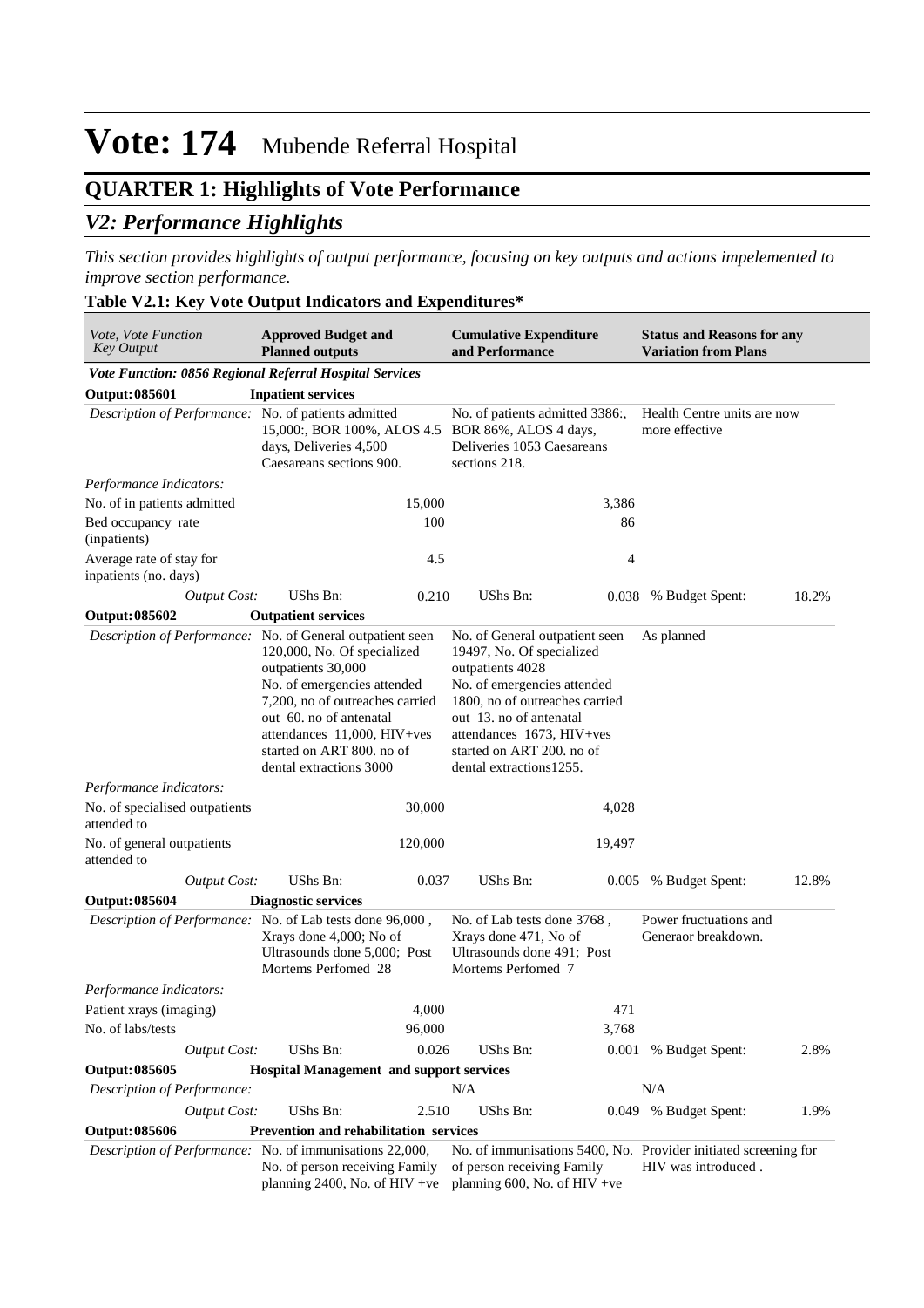# Vote: 174 Mubende Referral Hospital

## QUARTER 1: Highlights of Vote Performance

### *V2: Performance Highlights*

*This section provides highlights of output performance, focusing on key outputs and actions impelemented to improve section performance.*

**Table V2.1: Key Vote Output Indicators and Expenditures***

| *Vote, Vote Function Key Output* | **Approved Budget and Planned outputs** | | **Cumulative Expenditure and Performance** | | **Status and Reasons for any Variation from Plans** | |
|---|---|---|---|---|---|---|
| ***Vote Function: 0856 Regional Referral Hospital Services*** | | | | | | |
| **Output: 085601** | **Inpatient services** | | | | | |
| *Description of Performance:* | No. of patients admitted 15,000:, BOR 100%, ALOS 4.5 days, Deliveries 4,500 Caesareans sections 900. | | No. of patients admitted 3386:, BOR 86%, ALOS 4 days, Deliveries 1053 Caesareans sections 218. | | Health Centre units are now more effective | |
| *Performance Indicators:* | | | | | | |
| No. of in patients admitted | | 15,000 | | 3,386 | | |
| Bed occupancy rate (inpatients) | | 100 | | 86 | | |
| Average rate of stay for inpatients (no. days) | | 4.5 | | 4 | | |
| *Output Cost:* | UShs Bn: | 0.210 | UShs Bn: | 0.038 | % Budget Spent: | 18.2% |
| **Output: 085602** | **Outpatient services** | | | | | |
| *Description of Performance:* | No. of General outpatient seen 120,000, No. Of specialized outpatients 30,000 No. of emergencies attended 7,200, no of outreaches carried out 60. no of antenatal attendances 11,000, HIV+ves started on ART 800. no of dental extractions 3000 | | No. of General outpatient seen 19497, No. Of specialized outpatients 4028 No. of emergencies attended 1800, no of outreaches carried out 13. no of antenatal attendances 1673, HIV+ves started on ART 200. no of dental extractions1255. | | As planned | |
| *Performance Indicators:* | | | | | | |
| No. of specialised outpatients attended to | | 30,000 | | 4,028 | | |
| No. of general outpatients attended to | | 120,000 | | 19,497 | | |
| *Output Cost:* | UShs Bn: | 0.037 | UShs Bn: | 0.005 | % Budget Spent: | 12.8% |
| **Output: 085604** | **Diagnostic services** | | | | | |
| *Description of Performance:* | No. of Lab tests done 96,000 , Xrays done 4,000; No of Ultrasounds done 5,000; Post Mortems Perfomed 28 | | No. of Lab tests done 3768 , Xrays done 471, No of Ultrasounds done 491; Post Mortems Perfomed 7 | | Power fructuations and Generaor breakdown. | |
| *Performance Indicators:* | | | | | | |
| Patient xrays (imaging) | | 4,000 | | 471 | | |
| No. of labs/tests | | 96,000 | | 3,768 | | |
| *Output Cost:* | UShs Bn: | 0.026 | UShs Bn: | 0.001 | % Budget Spent: | 2.8% |
| **Output: 085605** | **Hospital Management and support services** | | | | | |
| *Description of Performance:* | | | N/A | | N/A | |
| *Output Cost:* | UShs Bn: | 2.510 | UShs Bn: | 0.049 | % Budget Spent: | 1.9% |
| **Output: 085606** | **Prevention and rehabilitation services** | | | | | |
| *Description of Performance:* | No. of immunisations 22,000, No. of person receiving Family planning 2400, No. of HIV +ve | | No. of immunisations 5400, No. of person receiving Family planning 600, No. of HIV +ve | | Provider initiated screening for HIV was introduced . | |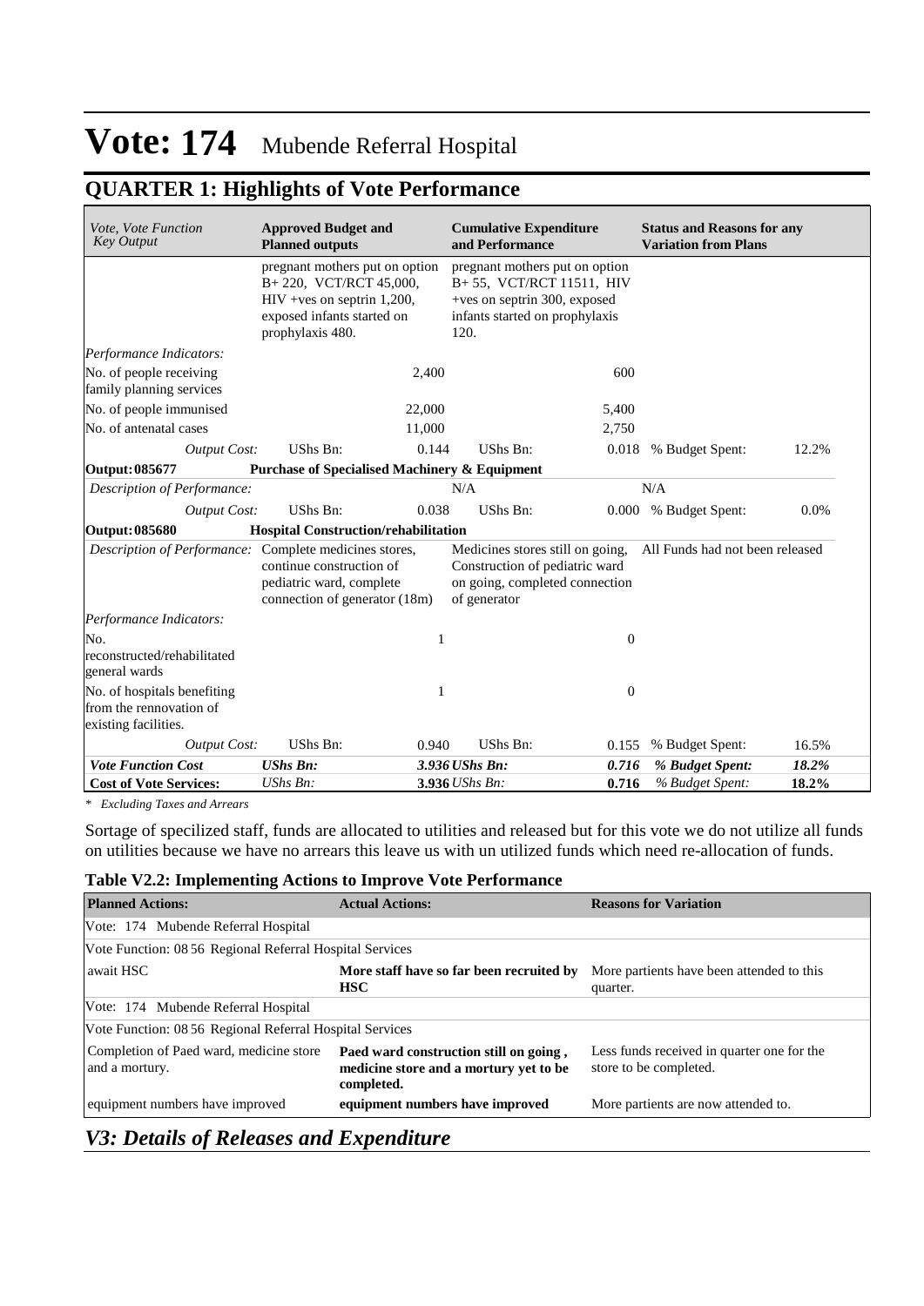# Vote: 174 Mubende Referral Hospital

## QUARTER 1: Highlights of Vote Performance

| *Vote, Vote Function Key Output* | **Approved Budget and Planned outputs** | | **Cumulative Expenditure and Performance** | | **Status and Reasons for any Variation from Plans** | |
|---|---|---|---|---|---|---|
| | pregnant mothers put on option B+ 220, VCT/RCT 45,000, HIV +ves on septrin 1,200, exposed infants started on prophylaxis 480. | | pregnant mothers put on option B+ 55, VCT/RCT 11511, HIV +ves on septrin 300, exposed infants started on prophylaxis 120. | | | |
| *Performance Indicators:* | | | | | | |
| No. of people receiving family planning services | | 2,400 | | 600 | | |
| No. of people immunised | | 22,000 | | 5,400 | | |
| No. of antenatal cases | | 11,000 | | 2,750 | | |
| *Output Cost:* | UShs Bn: | 0.144 | UShs Bn: | 0.018 | % Budget Spent: | 12.2% |
| **Output: 085677** | **Purchase of Specialised Machinery & Equipment** | | | | | |
| *Description of Performance:* | | | N/A | | N/A | |
| *Output Cost:* | UShs Bn: | 0.038 | UShs Bn: | 0.000 | % Budget Spent: | 0.0% |
| **Output: 085680** | **Hospital Construction/rehabilitation** | | | | | |
| *Description of Performance:* | Complete medicines stores, continue construction of pediatric ward, complete connection of generator (18m) | | Medicines stores still on going, Construction of pediatric ward on going, completed connection of generator | | All Funds had not been released | |
| *Performance Indicators:* | | | | | | |
| No. reconstructed/rehabilitated general wards | | 1 | | 0 | | |
| No. of hospitals benefiting from the rennovation of existing facilities. | | 1 | | 0 | | |
| *Output Cost:* | UShs Bn: | 0.940 | UShs Bn: | 0.155 | % Budget Spent: | 16.5% |
| ***Vote Function Cost*** | ***UShs Bn:*** | ***3.936*** | ***UShs Bn:*** | ***0.716*** | ***% Budget Spent:*** | ***18.2%*** |
| **Cost of Vote Services:** | *UShs Bn:* | **3.936** | *UShs Bn:* | **0.716** | *% Budget Spent:* | **18.2%** |

*\* Excluding Taxes and Arrears*

Sortage of specilized staff, funds are allocated to utilities and released but for this vote we do not utilize all funds on utilities because we have no arrears this leave us with un utilized funds which need re-allocation of funds.

**Table V2.2: Implementing Actions to Improve Vote Performance**

| **Planned Actions:** | **Actual Actions:** | **Reasons for Variation** |
|---|---|---|
| Vote: 174 Mubende Referral Hospital | | |
| Vote Function: 08 56 Regional Referral Hospital Services | | |
| await HSC | **More staff have so far been recruited by HSC** | More partients have been attended to this quarter. |
| Vote: 174 Mubende Referral Hospital | | |
| Vote Function: 08 56 Regional Referral Hospital Services | | |
| Completion of Paed ward, medicine store and a mortury. | **Paed ward construction still on going , medicine store and a mortury yet to be completed.** | Less funds received in quarter one for the store to be completed. |
| equipment numbers have improved | **equipment numbers have improved** | More partients are now attended to. |

## *V3: Details of Releases and Expenditure*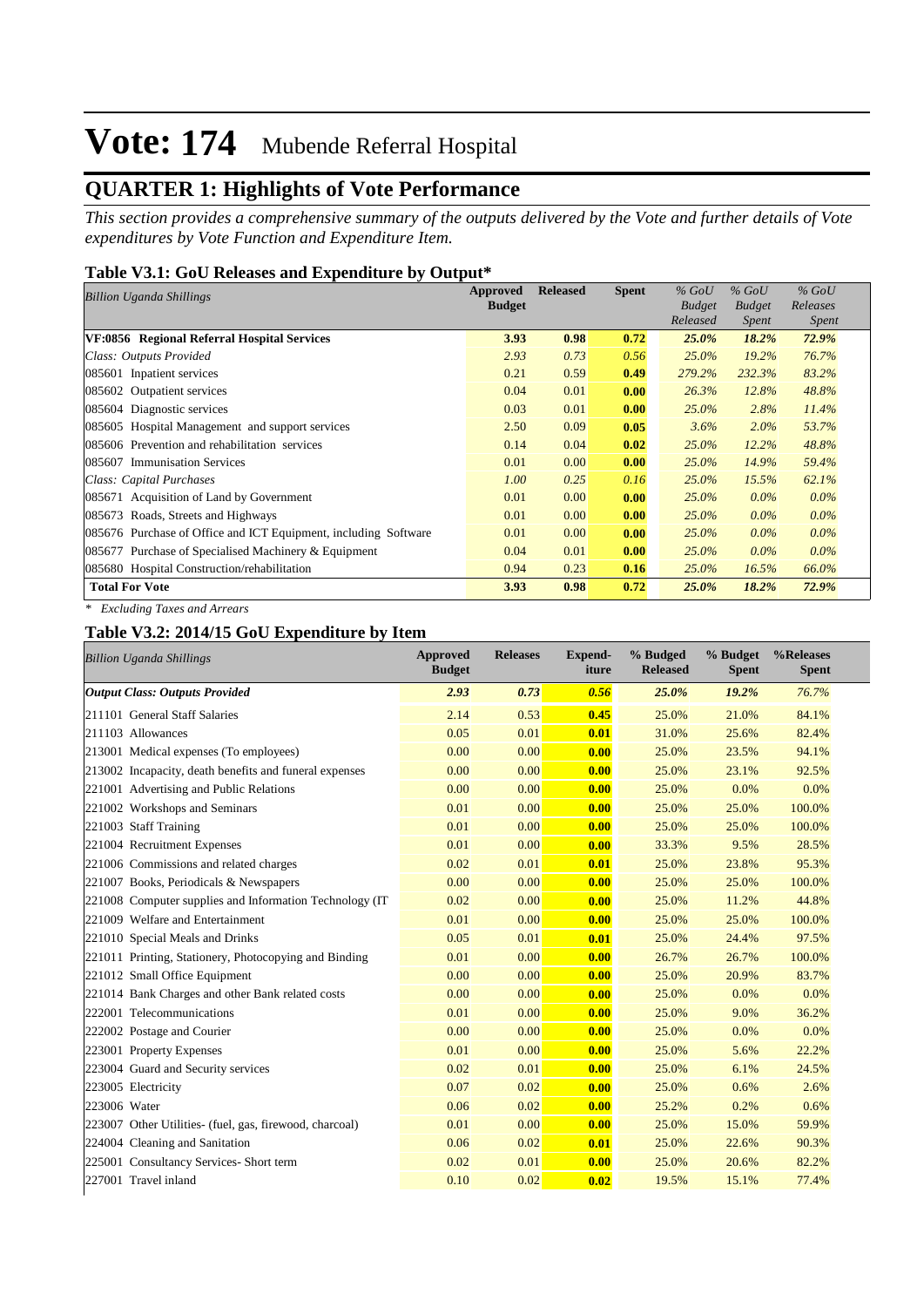# Vote: 174 Mubende Referral Hospital

## QUARTER 1: Highlights of Vote Performance

*This section provides a comprehensive summary of the outputs delivered by the Vote and further details of Vote expenditures by Vote Function and Expenditure Item.*

### Table V3.1: GoU Releases and Expenditure by Output*

| *Billion Uganda Shillings* | Approved Budget | Released | Spent | *% GoU Budget Released* | *% GoU Budget Spent* | *% GoU Releases Spent* |
|---|---|---|---|---|---|---|
| **VF:0856 Regional Referral Hospital Services** | **3.93** | **0.98** | **0.72** | ***25.0%*** | ***18.2%*** | ***72.9%*** |
| *Class: Outputs Provided* | *2.93* | *0.73* | *0.56* | *25.0%* | *19.2%* | *76.7%* |
| 085601 Inpatient services | 0.21 | 0.59 | **0.49** | *279.2%* | *232.3%* | *83.2%* |
| 085602 Outpatient services | 0.04 | 0.01 | **0.00** | *26.3%* | *12.8%* | *48.8%* |
| 085604 Diagnostic services | 0.03 | 0.01 | **0.00** | *25.0%* | *2.8%* | *11.4%* |
| 085605 Hospital Management and support services | 2.50 | 0.09 | **0.05** | *3.6%* | *2.0%* | *53.7%* |
| 085606 Prevention and rehabilitation services | 0.14 | 0.04 | **0.02** | *25.0%* | *12.2%* | *48.8%* |
| 085607 Immunisation Services | 0.01 | 0.00 | **0.00** | *25.0%* | *14.9%* | *59.4%* |
| *Class: Capital Purchases* | *1.00* | *0.25* | *0.16* | *25.0%* | *15.5%* | *62.1%* |
| 085671 Acquisition of Land by Government | 0.01 | 0.00 | **0.00** | *25.0%* | *0.0%* | *0.0%* |
| 085673 Roads, Streets and Highways | 0.01 | 0.00 | **0.00** | *25.0%* | *0.0%* | *0.0%* |
| 085676 Purchase of Office and ICT Equipment, including Software | 0.01 | 0.00 | **0.00** | *25.0%* | *0.0%* | *0.0%* |
| 085677 Purchase of Specialised Machinery & Equipment | 0.04 | 0.01 | **0.00** | *25.0%* | *0.0%* | *0.0%* |
| 085680 Hospital Construction/rehabilitation | 0.94 | 0.23 | **0.16** | *25.0%* | *16.5%* | *66.0%* |
| **Total For Vote** | **3.93** | **0.98** | **0.72** | ***25.0%*** | ***18.2%*** | ***72.9%*** |

*\* Excluding Taxes and Arrears*

### Table V3.2: 2014/15 GoU Expenditure by Item

| *Billion Uganda Shillings* | Approved Budget | Releases | Expend-iture | % Budgeted Released | % Budget Spent | %Releases Spent |
|---|---|---|---|---|---|---|
| ***Output Class: Outputs Provided*** | ***2.93*** | ***0.73*** | ***0.56*** | ***25.0%*** | ***19.2%*** | *76.7%* |
| 211101 General Staff Salaries | 2.14 | 0.53 | **0.45** | 25.0% | 21.0% | 84.1% |
| 211103 Allowances | 0.05 | 0.01 | **0.01** | 31.0% | 25.6% | 82.4% |
| 213001 Medical expenses (To employees) | 0.00 | 0.00 | **0.00** | 25.0% | 23.5% | 94.1% |
| 213002 Incapacity, death benefits and funeral expenses | 0.00 | 0.00 | **0.00** | 25.0% | 23.1% | 92.5% |
| 221001 Advertising and Public Relations | 0.00 | 0.00 | **0.00** | 25.0% | 0.0% | 0.0% |
| 221002 Workshops and Seminars | 0.01 | 0.00 | **0.00** | 25.0% | 25.0% | 100.0% |
| 221003 Staff Training | 0.01 | 0.00 | **0.00** | 25.0% | 25.0% | 100.0% |
| 221004 Recruitment Expenses | 0.01 | 0.00 | **0.00** | 33.3% | 9.5% | 28.5% |
| 221006 Commissions and related charges | 0.02 | 0.01 | **0.01** | 25.0% | 23.8% | 95.3% |
| 221007 Books, Periodicals & Newspapers | 0.00 | 0.00 | **0.00** | 25.0% | 25.0% | 100.0% |
| 221008 Computer supplies and Information Technology (IT | 0.02 | 0.00 | **0.00** | 25.0% | 11.2% | 44.8% |
| 221009 Welfare and Entertainment | 0.01 | 0.00 | **0.00** | 25.0% | 25.0% | 100.0% |
| 221010 Special Meals and Drinks | 0.05 | 0.01 | **0.01** | 25.0% | 24.4% | 97.5% |
| 221011 Printing, Stationery, Photocopying and Binding | 0.01 | 0.00 | **0.00** | 26.7% | 26.7% | 100.0% |
| 221012 Small Office Equipment | 0.00 | 0.00 | **0.00** | 25.0% | 20.9% | 83.7% |
| 221014 Bank Charges and other Bank related costs | 0.00 | 0.00 | **0.00** | 25.0% | 0.0% | 0.0% |
| 222001 Telecommunications | 0.01 | 0.00 | **0.00** | 25.0% | 9.0% | 36.2% |
| 222002 Postage and Courier | 0.00 | 0.00 | **0.00** | 25.0% | 0.0% | 0.0% |
| 223001 Property Expenses | 0.01 | 0.00 | **0.00** | 25.0% | 5.6% | 22.2% |
| 223004 Guard and Security services | 0.02 | 0.01 | **0.00** | 25.0% | 6.1% | 24.5% |
| 223005 Electricity | 0.07 | 0.02 | **0.00** | 25.0% | 0.6% | 2.6% |
| 223006 Water | 0.06 | 0.02 | **0.00** | 25.2% | 0.2% | 0.6% |
| 223007 Other Utilities- (fuel, gas, firewood, charcoal) | 0.01 | 0.00 | **0.00** | 25.0% | 15.0% | 59.9% |
| 224004 Cleaning and Sanitation | 0.06 | 0.02 | **0.01** | 25.0% | 22.6% | 90.3% |
| 225001 Consultancy Services- Short term | 0.02 | 0.01 | **0.00** | 25.0% | 20.6% | 82.2% |
| 227001 Travel inland | 0.10 | 0.02 | **0.02** | 19.5% | 15.1% | 77.4% |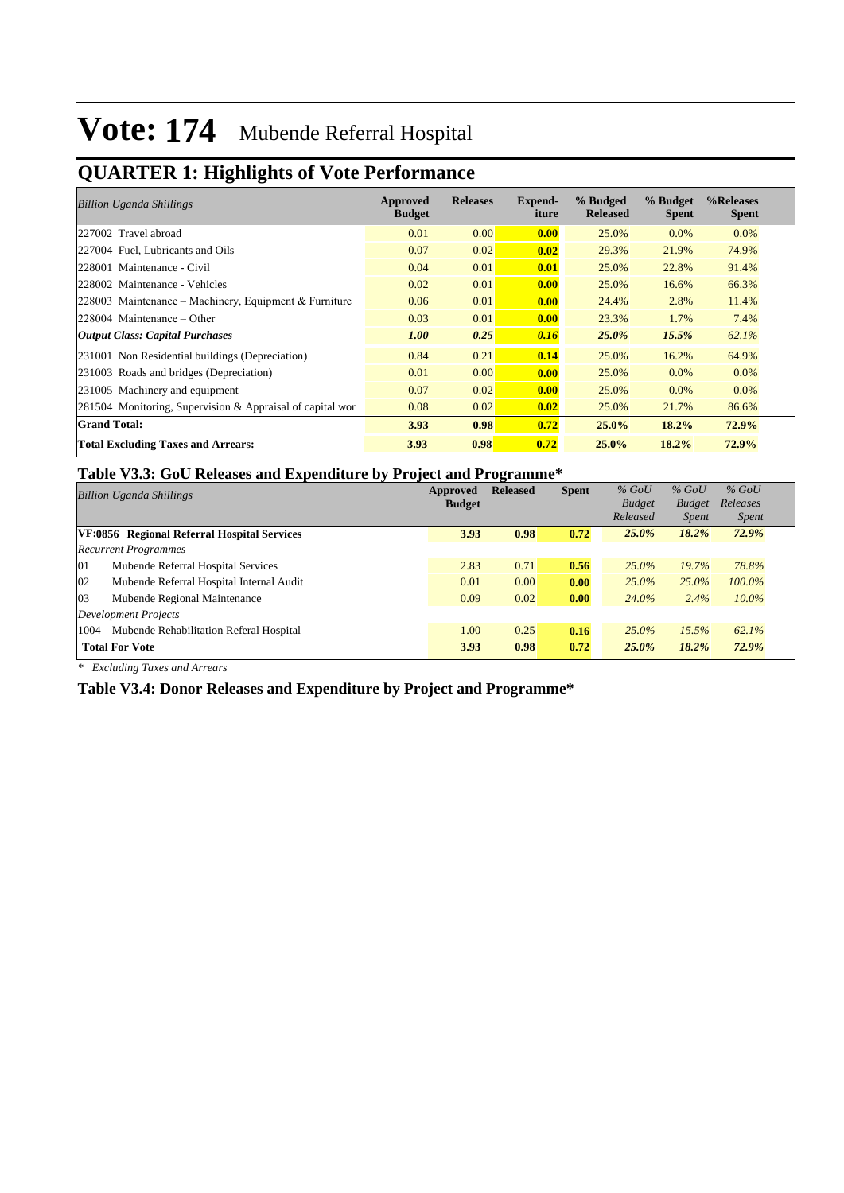# Vote: 174 Mubende Referral Hospital

## QUARTER 1: Highlights of Vote Performance

| *Billion Uganda Shillings* | Approved Budget | Releases | Expend-iture | % Budged Released | % Budget Spent | %Releases Spent |
|---|---|---|---|---|---|---|
| 227002 Travel abroad | 0.01 | 0.00 | **0.00** | 25.0% | 0.0% | 0.0% |
| 227004 Fuel, Lubricants and Oils | 0.07 | 0.02 | **0.02** | 29.3% | 21.9% | 74.9% |
| 228001 Maintenance - Civil | 0.04 | 0.01 | **0.01** | 25.0% | 22.8% | 91.4% |
| 228002 Maintenance - Vehicles | 0.02 | 0.01 | **0.00** | 25.0% | 16.6% | 66.3% |
| 228003 Maintenance – Machinery, Equipment & Furniture | 0.06 | 0.01 | **0.00** | 24.4% | 2.8% | 11.4% |
| 228004 Maintenance – Other | 0.03 | 0.01 | **0.00** | 23.3% | 1.7% | 7.4% |
| ***Output Class: Capital Purchases*** | ***1.00*** | ***0.25*** | ***0.16*** | ***25.0%*** | ***15.5%*** | *62.1%* |
| 231001 Non Residential buildings (Depreciation) | 0.84 | 0.21 | **0.14** | 25.0% | 16.2% | 64.9% |
| 231003 Roads and bridges (Depreciation) | 0.01 | 0.00 | **0.00** | 25.0% | 0.0% | 0.0% |
| 231005 Machinery and equipment | 0.07 | 0.02 | **0.00** | 25.0% | 0.0% | 0.0% |
| 281504 Monitoring, Supervision & Appraisal of capital wor | 0.08 | 0.02 | **0.02** | 25.0% | 21.7% | 86.6% |
| **Grand Total:** | **3.93** | **0.98** | **0.72** | **25.0%** | **18.2%** | **72.9%** |
| **Total Excluding Taxes and Arrears:** | **3.93** | **0.98** | **0.72** | **25.0%** | **18.2%** | **72.9%** |

### Table V3.3: GoU Releases and Expenditure by Project and Programme*

| *Billion Uganda Shillings* | Approved Budget | Released | Spent | *% GoU Budget Released* | *% GoU Budget Spent* | *% GoU Releases Spent* |
|---|---|---|---|---|---|---|
| **VF:0856 Regional Referral Hospital Services** | **3.93** | **0.98** | **0.72** | ***25.0%*** | ***18.2%*** | ***72.9%*** |
| *Recurrent Programmes* | | | | | | |
| 01 Mubende Referral Hospital Services | 2.83 | 0.71 | **0.56** | *25.0%* | *19.7%* | *78.8%* |
| 02 Mubende Referral Hospital Internal Audit | 0.01 | 0.00 | **0.00** | *25.0%* | *25.0%* | *100.0%* |
| 03 Mubende Regional Maintenance | 0.09 | 0.02 | **0.00** | *24.0%* | *2.4%* | *10.0%* |
| *Development Projects* | | | | | | |
| 1004 Mubende Rehabilitation Referal Hospital | 1.00 | 0.25 | **0.16** | *25.0%* | *15.5%* | *62.1%* |
| **Total For Vote** | **3.93** | **0.98** | **0.72** | ***25.0%*** | ***18.2%*** | ***72.9%*** |

*\* Excluding Taxes and Arrears*

### Table V3.4: Donor Releases and Expenditure by Project and Programme*